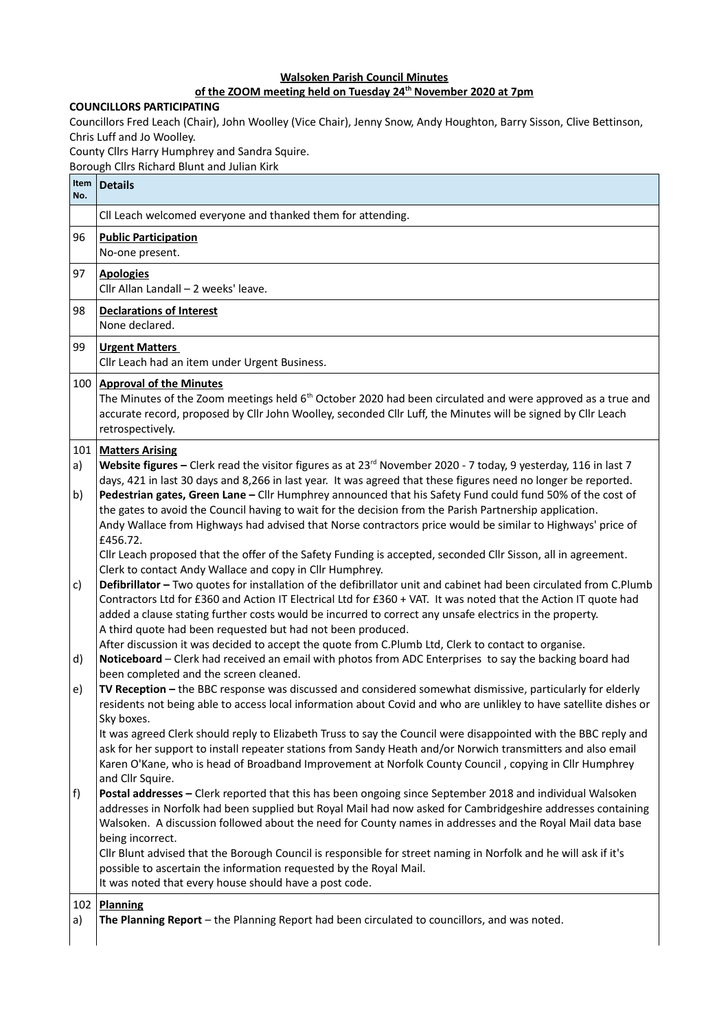**Walsoken Parish Council Minutes**

**of the ZOOM meeting held on Tuesday 24th November 2020 at 7pm**

**COUNCILLORS PARTICIPATING**

Councillors Fred Leach (Chair), John Woolley (Vice Chair), Jenny Snow, Andy Houghton, Barry Sisson, Clive Bettinson, Chris Luff and Jo Woolley.

County Cllrs Harry Humphrey and Sandra Squire.

Borough Cllrs Richard Blunt and Julian Kirk

| Item No. | Details |
|---|---|
| | Cll Leach welcomed everyone and thanked them for attending. |
| 96 | **Public Participation**<br>No-one present. |
| 97 | **Apologies**<br>Cllr Allan Landall – 2 weeks' leave. |
| 98 | **Declarations of Interest**<br>None declared. |
| 99 | **Urgent Matters**<br>Cllr Leach had an item under Urgent Business. |
| 100 | **Approval of the Minutes**<br>The Minutes of the Zoom meetings held 6th October 2020 had been circulated and were approved as a true and accurate record, proposed by Cllr John Woolley, seconded Cllr Luff, the Minutes will be signed by Cllr Leach retrospectively. |
| 101 | **Matters Arising** |
| a) | **Website figures –** Clerk read the visitor figures as at 23rd November 2020 - 7 today, 9 yesterday, 116 in last 7 days, 421 in last 30 days and 8,266 in last year. It was agreed that these figures need no longer be reported. |
| b) | **Pedestrian gates, Green Lane –** Cllr Humphrey announced that his Safety Fund could fund 50% of the cost of the gates to avoid the Council having to wait for the decision from the Parish Partnership application.<br>Andy Wallace from Highways had advised that Norse contractors price would be similar to Highways' price of £456.72.<br>Cllr Leach proposed that the offer of the Safety Funding is accepted, seconded Cllr Sisson, all in agreement.<br>Clerk to contact Andy Wallace and copy in Cllr Humphrey. |
| c) | **Defibrillator –** Two quotes for installation of the defibrillator unit and cabinet had been circulated from C.Plumb Contractors Ltd for £360 and Action IT Electrical Ltd for £360 + VAT. It was noted that the Action IT quote had added a clause stating further costs would be incurred to correct any unsafe electrics in the property.<br>A third quote had been requested but had not been produced.<br>After discussion it was decided to accept the quote from C.Plumb Ltd, Clerk to contact to organise. |
| d) | **Noticeboard** – Clerk had received an email with photos from ADC Enterprises to say the backing board had been completed and the screen cleaned. |
| e) | **TV Reception –** the BBC response was discussed and considered somewhat dismissive, particularly for elderly residents not being able to access local information about Covid and who are unlikley to have satellite dishes or Sky boxes.<br>It was agreed Clerk should reply to Elizabeth Truss to say the Council were disappointed with the BBC reply and ask for her support to install repeater stations from Sandy Heath and/or Norwich transmitters and also email Karen O'Kane, who is head of Broadband Improvement at Norfolk County Council , copying in Cllr Humphrey and Cllr Squire. |
| f) | **Postal addresses –** Clerk reported that this has been ongoing since September 2018 and individual Walsoken addresses in Norfolk had been supplied but Royal Mail had now asked for Cambridgeshire addresses containing Walsoken. A discussion followed about the need for County names in addresses and the Royal Mail data base being incorrect.<br>Cllr Blunt advised that the Borough Council is responsible for street naming in Norfolk and he will ask if it's possible to ascertain the information requested by the Royal Mail.<br>It was noted that every house should have a post code. |
| 102 | **Planning** |
| a) | **The Planning Report** – the Planning Report had been circulated to councillors, and was noted. |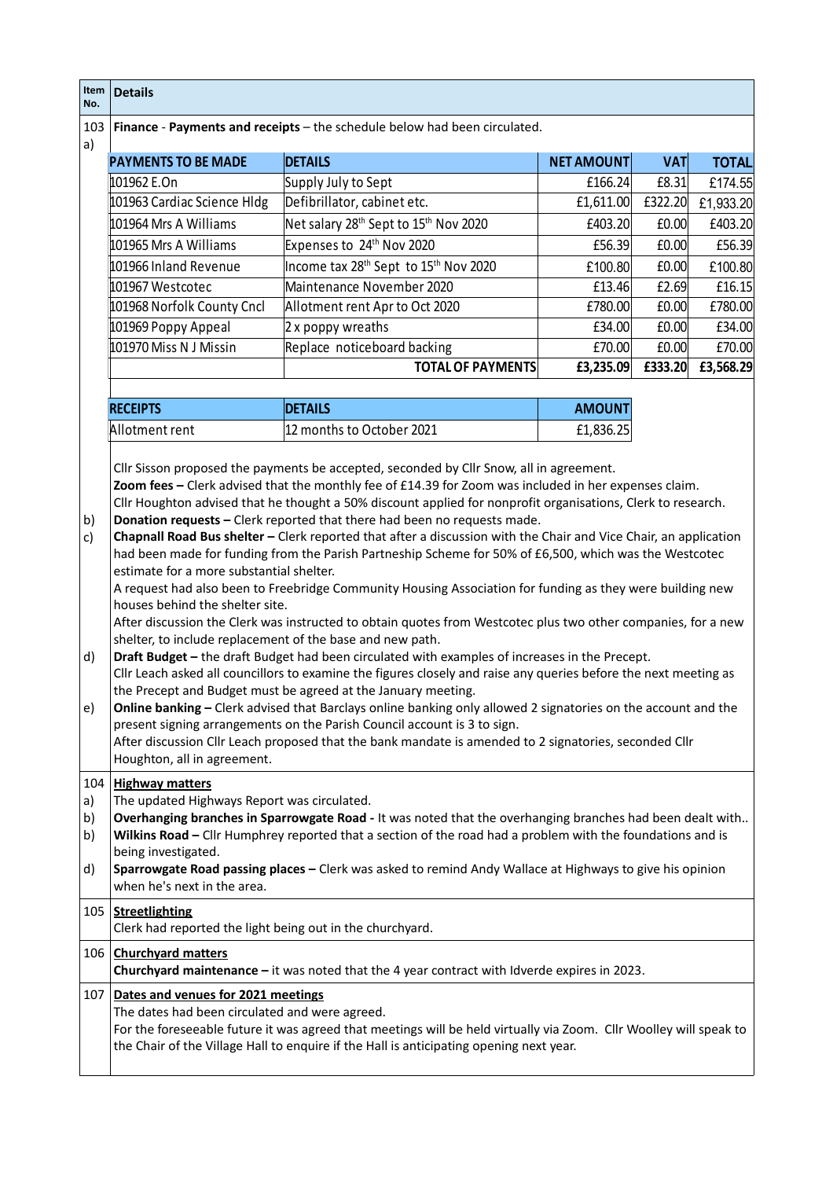| Item No. | Details |
|---|---|

**103 a) Finance - Payments and receipts** – the schedule below had been circulated.

| PAYMENTS TO BE MADE | DETAILS | NET AMOUNT | VAT | TOTAL |
|---|---|---|---|---|
| 101962 E.On | Supply July to Sept | £166.24 | £8.31 | £174.55 |
| 101963 Cardiac Science Hldg | Defibrillator, cabinet etc. | £1,611.00 | £322.20 | £1,933.20 |
| 101964 Mrs A Williams | Net salary 28th Sept to 15th Nov 2020 | £403.20 | £0.00 | £403.20 |
| 101965 Mrs A Williams | Expenses to 24th Nov 2020 | £56.39 | £0.00 | £56.39 |
| 101966 Inland Revenue | Income tax 28th Sept to 15th Nov 2020 | £100.80 | £0.00 | £100.80 |
| 101967 Westcotec | Maintenance November 2020 | £13.46 | £2.69 | £16.15 |
| 101968 Norfolk County Cncl | Allotment rent Apr to Oct 2020 | £780.00 | £0.00 | £780.00 |
| 101969 Poppy Appeal | 2 x poppy wreaths | £34.00 | £0.00 | £34.00 |
| 101970 Miss N J Missin | Replace noticeboard backing | £70.00 | £0.00 | £70.00 |
| | **TOTAL OF PAYMENTS** | **£3,235.09** | **£333.20** | **£3,568.29** |

| RECEIPTS | DETAILS | AMOUNT |
|---|---|---|
| Allotment rent | 12 months to October 2021 | £1,836.25 |

Cllr Sisson proposed the payments be accepted, seconded by Cllr Snow, all in agreement.

**Zoom fees –** Clerk advised that the monthly fee of £14.39 for Zoom was included in her expenses claim. Cllr Houghton advised that he thought a 50% discount applied for nonprofit organisations, Clerk to research.

b) **Donation requests –** Clerk reported that there had been no requests made.

c) **Chapnall Road Bus shelter –** Clerk reported that after a discussion with the Chair and Vice Chair, an application had been made for funding from the Parish Partneship Scheme for 50% of £6,500, which was the Westcotec estimate for a more substantial shelter.
A request had also been to Freebridge Community Housing Association for funding as they were building new houses behind the shelter site.
After discussion the Clerk was instructed to obtain quotes from Westcotec plus two other companies, for a new shelter, to include replacement of the base and new path.

d) **Draft Budget –** the draft Budget had been circulated with examples of increases in the Precept.
Cllr Leach asked all councillors to examine the figures closely and raise any queries before the next meeting as the Precept and Budget must be agreed at the January meeting.

e) **Online banking –** Clerk advised that Barclays online banking only allowed 2 signatories on the account and the present signing arrangements on the Parish Council account is 3 to sign.
After discussion Cllr Leach proposed that the bank mandate is amended to 2 signatories, seconded Cllr Houghton, all in agreement.

**104 Highway matters**

a) The updated Highways Report was circulated.

b) **Overhanging branches in Sparrowgate Road -** It was noted that the overhanging branches had been dealt with..

b) **Wilkins Road –** Cllr Humphrey reported that a section of the road had a problem with the foundations and is being investigated.

d) **Sparrowgate Road passing places –** Clerk was asked to remind Andy Wallace at Highways to give his opinion when he's next in the area.

**105 Streetlighting**

Clerk had reported the light being out in the churchyard.

**106 Churchyard matters**

**Churchyard maintenance –** it was noted that the 4 year contract with Idverde expires in 2023.

**107 Dates and venues for 2021 meetings**

The dates had been circulated and were agreed.
For the foreseeable future it was agreed that meetings will be held virtually via Zoom. Cllr Woolley will speak to the Chair of the Village Hall to enquire if the Hall is anticipating opening next year.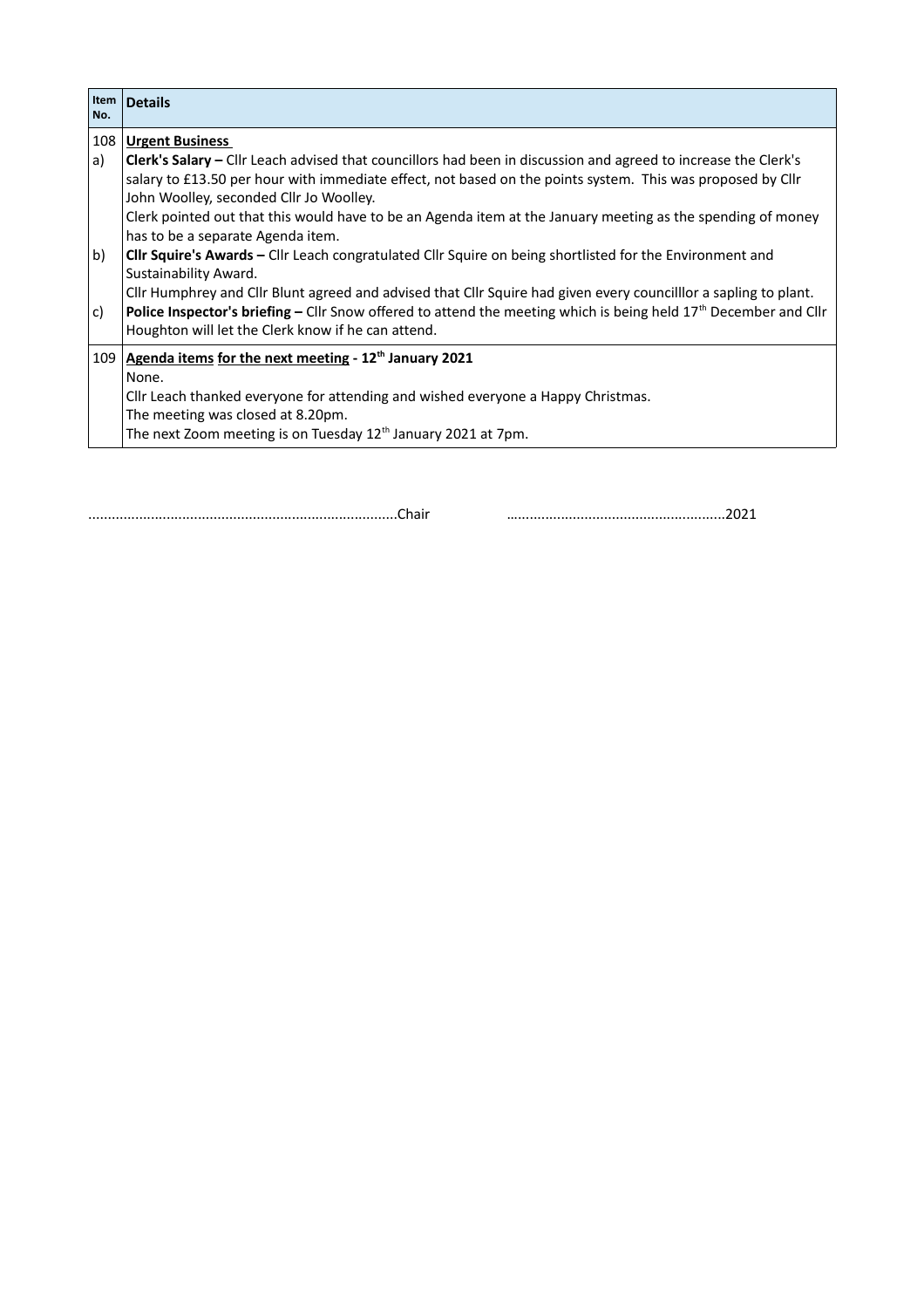| Item No. | Details |
|---|---|
| 108 | **Urgent Business** |
| a) | **Clerk's Salary –** Cllr Leach advised that councillors had been in discussion and agreed to increase the Clerk's salary to £13.50 per hour with immediate effect, not based on the points system. This was proposed by Cllr John Woolley, seconded Cllr Jo Woolley.<br>Clerk pointed out that this would have to be an Agenda item at the January meeting as the spending of money has to be a separate Agenda item. |
| b) | **Cllr Squire's Awards –** Cllr Leach congratulated Cllr Squire on being shortlisted for the Environment and Sustainability Award.<br>Cllr Humphrey and Cllr Blunt agreed and advised that Cllr Squire had given every councilllor a sapling to plant. |
| c) | **Police Inspector's briefing –** Cllr Snow offered to attend the meeting which is being held 17th December and Cllr Houghton will let the Clerk know if he can attend. |
| 109 | **Agenda items for the next meeting - 12th January 2021**<br>None.<br>Cllr Leach thanked everyone for attending and wished everyone a Happy Christmas.<br>The meeting was closed at 8.20pm.<br>The next Zoom meeting is on Tuesday 12th January 2021 at 7pm. |

..............................................................................Chair ........................................................2021